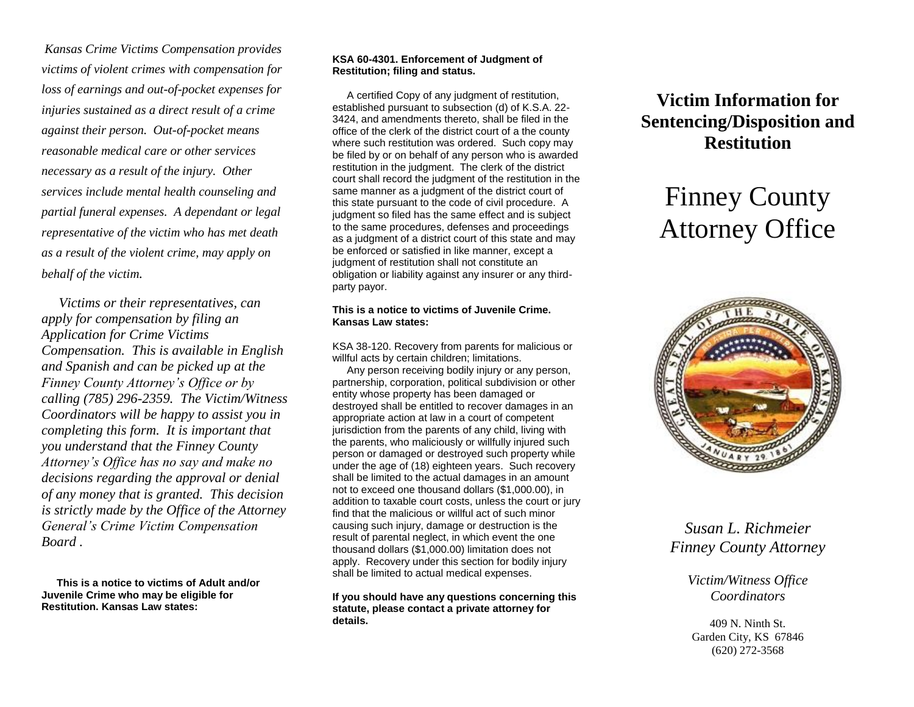*Kansas Crime Victims Compensation provides victims of violent crimes with compensation for loss of earnings and out-of-pocket expenses for injuries sustained as a direct result of a crime against their person. Out-of-pocket means reasonable medical care or other services necessary as a result of the injury. Other services include mental health counseling and partial funeral expenses. A dependant or legal representative of the victim who has met death as a result of the violent crime, may apply on behalf of the victim.*

*Victims or their representatives, can apply for compensation by filing an Application for Crime Victims Compensation. This is available in English and Spanish and can be picked up at the Finney County Attorney's Office or by calling (785) 296-2359. The Victim/Witness Coordinators will be happy to assist you in completing this form. It is important that you understand that the Finney County Attorney's Office has no say and make no decisions regarding the approval or denial of any money that is granted. This decision is strictly made by the Office of the Attorney General's Crime Victim Compensation Board .*

**This is a notice to victims of Adult and/or Juvenile Crime who may be eligible for Restitution. Kansas Law states:**

**KSA 60-4301. Enforcement of Judgment of Restitution; filing and status.**

A certified Copy of any judgment of restitution, established pursuant to subsection (d) of K.S.A. 22-3424, and amendments thereto, shall be filed in the office of the clerk of the district court of a the county where such restitution was ordered. Such copy may be filed by or on behalf of any person who is awarded restitution in the judgment. The clerk of the district court shall record the judgment of the restitution in the same manner as a judgment of the district court of this state pursuant to the code of civil procedure. A judgment so filed has the same effect and is subject to the same procedures, defenses and proceedings as a judgment of a district court of this state and may be enforced or satisfied in like manner, except a judgment of restitution shall not constitute an obligation or liability against any insurer or any third-party payor.

**This is a notice to victims of Juvenile Crime. Kansas Law states:**

KSA 38-120. Recovery from parents for malicious or willful acts by certain children; limitations.

Any person receiving bodily injury or any person, partnership, corporation, political subdivision or other entity whose property has been damaged or destroyed shall be entitled to recover damages in an appropriate action at law in a court of competent jurisdiction from the parents of any child, living with the parents, who maliciously or willfully injured such person or damaged or destroyed such property while under the age of (18) eighteen years. Such recovery shall be limited to the actual damages in an amount not to exceed one thousand dollars ($1,000.00), in addition to taxable court costs, unless the court or jury find that the malicious or willful act of such minor causing such injury, damage or destruction is the result of parental neglect, in which event the one thousand dollars ($1,000.00) limitation does not apply. Recovery under this section for bodily injury shall be limited to actual medical expenses.

**If you should have any questions concerning this statute, please contact a private attorney for details.**

# Victim Information for Sentencing/Disposition and Restitution

# Finney County Attorney Office

*Susan L. Richmeier*
*Finney County Attorney*

*Victim/Witness Office Coordinators*

409 N. Ninth St.
Garden City, KS 67846
(620) 272-3568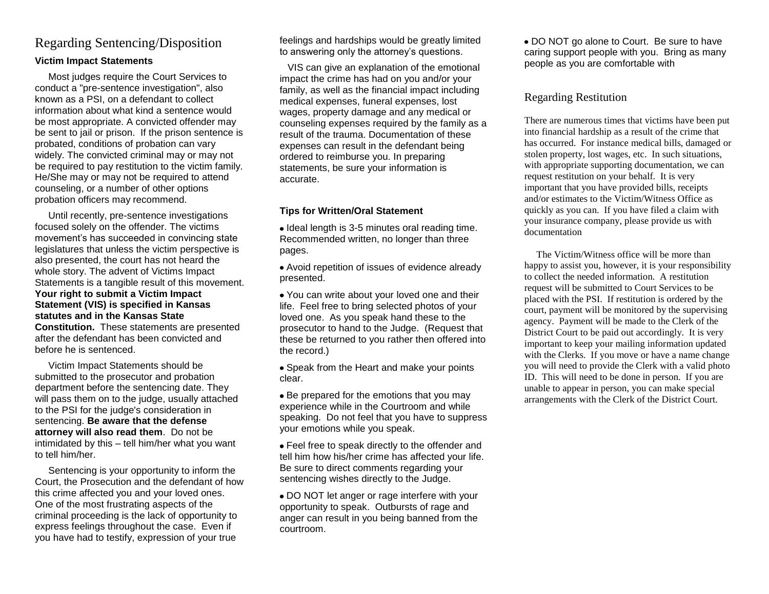# Regarding Sentencing/Disposition

### Victim Impact Statements

Most judges require the Court Services to conduct a "pre-sentence investigation", also known as a PSI, on a defendant to collect information about what kind a sentence would be most appropriate. A convicted offender may be sent to jail or prison. If the prison sentence is probated, conditions of probation can vary widely. The convicted criminal may or may not be required to pay restitution to the victim family. He/She may or may not be required to attend counseling, or a number of other options probation officers may recommend.

Until recently, pre-sentence investigations focused solely on the offender. The victims movement's has succeeded in convincing state legislatures that unless the victim perspective is also presented, the court has not heard the whole story. The advent of Victims Impact Statements is a tangible result of this movement. **Your right to submit a Victim Impact Statement (VIS) is specified in Kansas statutes and in the Kansas State Constitution.** These statements are presented after the defendant has been convicted and before he is sentenced.

Victim Impact Statements should be submitted to the prosecutor and probation department before the sentencing date. They will pass them on to the judge, usually attached to the PSI for the judge's consideration in sentencing. **Be aware that the defense attorney will also read them**. Do not be intimidated by this – tell him/her what you want to tell him/her.

Sentencing is your opportunity to inform the Court, the Prosecution and the defendant of how this crime affected you and your loved ones. One of the most frustrating aspects of the criminal proceeding is the lack of opportunity to express feelings throughout the case. Even if you have had to testify, expression of your true feelings and hardships would be greatly limited to answering only the attorney's questions.

VIS can give an explanation of the emotional impact the crime has had on you and/or your family, as well as the financial impact including medical expenses, funeral expenses, lost wages, property damage and any medical or counseling expenses required by the family as a result of the trauma. Documentation of these expenses can result in the defendant being ordered to reimburse you. In preparing statements, be sure your information is accurate.

### Tips for Written/Oral Statement

- Ideal length is 3-5 minutes oral reading time. Recommended written, no longer than three pages.
- Avoid repetition of issues of evidence already presented.
- You can write about your loved one and their life. Feel free to bring selected photos of your loved one. As you speak hand these to the prosecutor to hand to the Judge. (Request that these be returned to you rather then offered into the record.)
- Speak from the Heart and make your points clear.
- Be prepared for the emotions that you may experience while in the Courtroom and while speaking. Do not feel that you have to suppress your emotions while you speak.
- Feel free to speak directly to the offender and tell him how his/her crime has affected your life. Be sure to direct comments regarding your sentencing wishes directly to the Judge.
- DO NOT let anger or rage interfere with your opportunity to speak. Outbursts of rage and anger can result in you being banned from the courtroom.
- DO NOT go alone to Court. Be sure to have caring support people with you. Bring as many people as you are comfortable with

# Regarding Restitution

There are numerous times that victims have been put into financial hardship as a result of the crime that has occurred. For instance medical bills, damaged or stolen property, lost wages, etc. In such situations, with appropriate supporting documentation, we can request restitution on your behalf. It is very important that you have provided bills, receipts and/or estimates to the Victim/Witness Office as quickly as you can. If you have filed a claim with your insurance company, please provide us with documentation

The Victim/Witness office will be more than happy to assist you, however, it is your responsibility to collect the needed information. A restitution request will be submitted to Court Services to be placed with the PSI. If restitution is ordered by the court, payment will be monitored by the supervising agency. Payment will be made to the Clerk of the District Court to be paid out accordingly. It is very important to keep your mailing information updated with the Clerks. If you move or have a name change you will need to provide the Clerk with a valid photo ID. This will need to be done in person. If you are unable to appear in person, you can make special arrangements with the Clerk of the District Court.